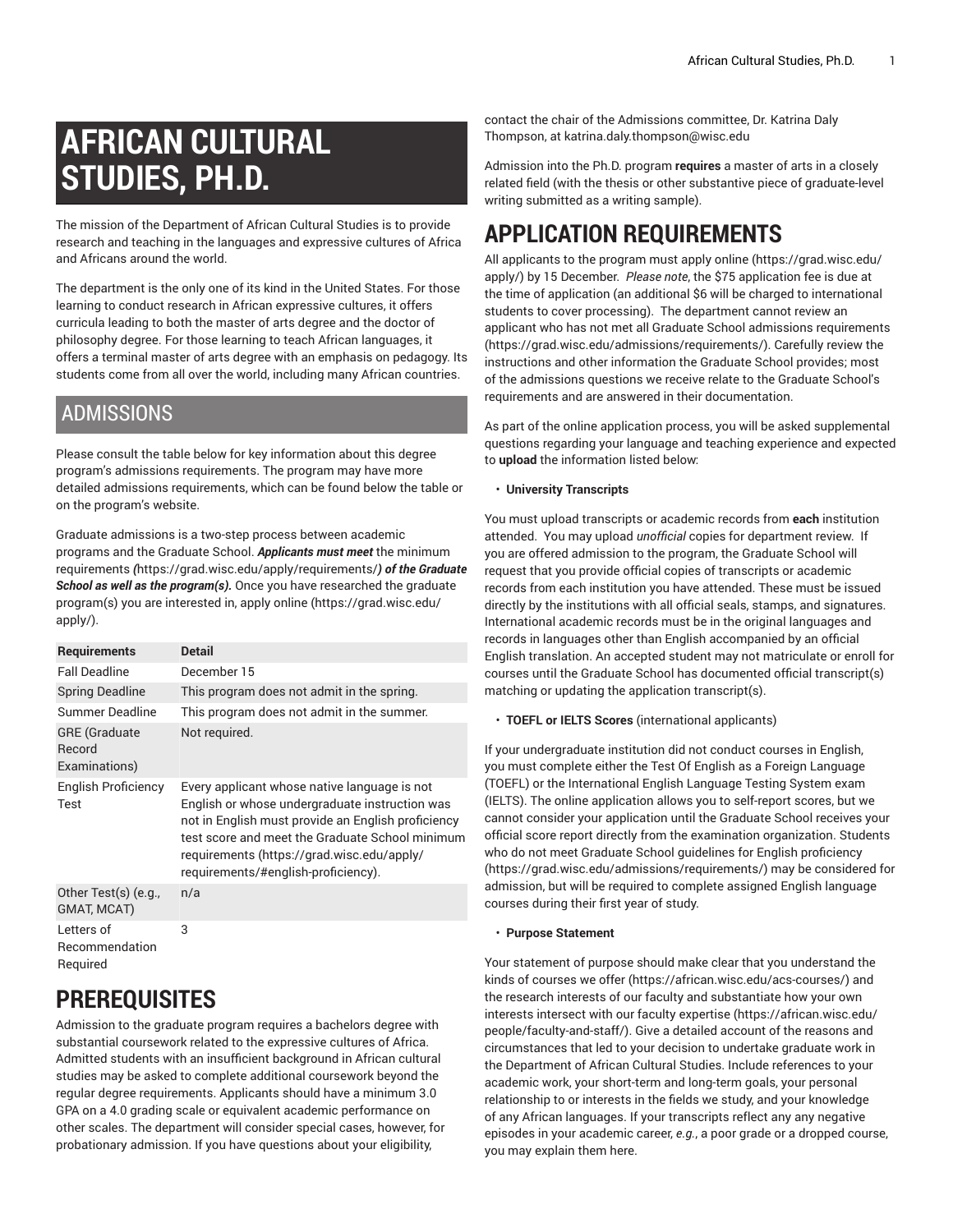# AFRICAN CULTURAL STUDIES, PH.D.

The mission of the Department of African Cultural Studies is to provide research and teaching in the languages and expressive cultures of Africa and Africans around the world.

The department is the only one of its kind in the United States. For those learning to conduct research in African expressive cultures, it offers curricula leading to both the master of arts degree and the doctor of philosophy degree. For those learning to teach African languages, it offers a terminal master of arts degree with an emphasis on pedagogy. Its students come from all over the world, including many African countries.

## ADMISSIONS

Please consult the table below for key information about this degree program's admissions requirements. The program may have more detailed admissions requirements, which can be found below the table or on the program's website.

Graduate admissions is a two-step process between academic programs and the Graduate School. ***Applicants must meet*** the minimum requirements ***(***https://grad.wisc.edu/apply/requirements/***) of the Graduate School as well as the program(s).*** Once you have researched the graduate program(s) you are interested in, apply online (https://grad.wisc.edu/apply/).

| Requirements | Detail |
|---|---|
| Fall Deadline | December 15 |
| Spring Deadline | This program does not admit in the spring. |
| Summer Deadline | This program does not admit in the summer. |
| GRE (Graduate Record Examinations) | Not required. |
| English Proficiency Test | Every applicant whose native language is not English or whose undergraduate instruction was not in English must provide an English proficiency test score and meet the Graduate School minimum requirements (https://grad.wisc.edu/apply/requirements/#english-proficiency). |
| Other Test(s) (e.g., GMAT, MCAT) | n/a |
| Letters of Recommendation Required | 3 |

## PREREQUISITES

Admission to the graduate program requires a bachelors degree with substantial coursework related to the expressive cultures of Africa. Admitted students with an insufficient background in African cultural studies may be asked to complete additional coursework beyond the regular degree requirements. Applicants should have a minimum 3.0 GPA on a 4.0 grading scale or equivalent academic performance on other scales. The department will consider special cases, however, for probationary admission. If you have questions about your eligibility, contact the chair of the Admissions committee, Dr. Katrina Daly Thompson, at katrina.daly.thompson@wisc.edu

Admission into the Ph.D. program **requires** a master of arts in a closely related field (with the thesis or other substantive piece of graduate-level writing submitted as a writing sample).

## APPLICATION REQUIREMENTS

All applicants to the program must apply online (https://grad.wisc.edu/apply/) by 15 December. *Please note*, the $75 application fee is due at the time of application (an additional $6 will be charged to international students to cover processing). The department cannot review an applicant who has not met all Graduate School admissions requirements (https://grad.wisc.edu/admissions/requirements/). Carefully review the instructions and other information the Graduate School provides; most of the admissions questions we receive relate to the Graduate School's requirements and are answered in their documentation.

As part of the online application process, you will be asked supplemental questions regarding your language and teaching experience and expected to **upload** the information listed below:

- **University Transcripts**

You must upload transcripts or academic records from **each** institution attended. You may upload *unofficial* copies for department review. If you are offered admission to the program, the Graduate School will request that you provide official copies of transcripts or academic records from each institution you have attended. These must be issued directly by the institutions with all official seals, stamps, and signatures. International academic records must be in the original languages and records in languages other than English accompanied by an official English translation. An accepted student may not matriculate or enroll for courses until the Graduate School has documented official transcript(s) matching or updating the application transcript(s).

- **TOEFL or IELTS Scores** (international applicants)

If your undergraduate institution did not conduct courses in English, you must complete either the Test Of English as a Foreign Language (TOEFL) or the International English Language Testing System exam (IELTS). The online application allows you to self-report scores, but we cannot consider your application until the Graduate School receives your official score report directly from the examination organization. Students who do not meet Graduate School guidelines for English proficiency (https://grad.wisc.edu/admissions/requirements/) may be considered for admission, but will be required to complete assigned English language courses during their first year of study.

- **Purpose Statement**

Your statement of purpose should make clear that you understand the kinds of courses we offer (https://african.wisc.edu/acs-courses/) and the research interests of our faculty and substantiate how your own interests intersect with our faculty expertise (https://african.wisc.edu/people/faculty-and-staff/). Give a detailed account of the reasons and circumstances that led to your decision to undertake graduate work in the Department of African Cultural Studies. Include references to your academic work, your short-term and long-term goals, your personal relationship to or interests in the fields we study, and your knowledge of any African languages. If your transcripts reflect any any negative episodes in your academic career, *e.g.*, a poor grade or a dropped course, you may explain them here.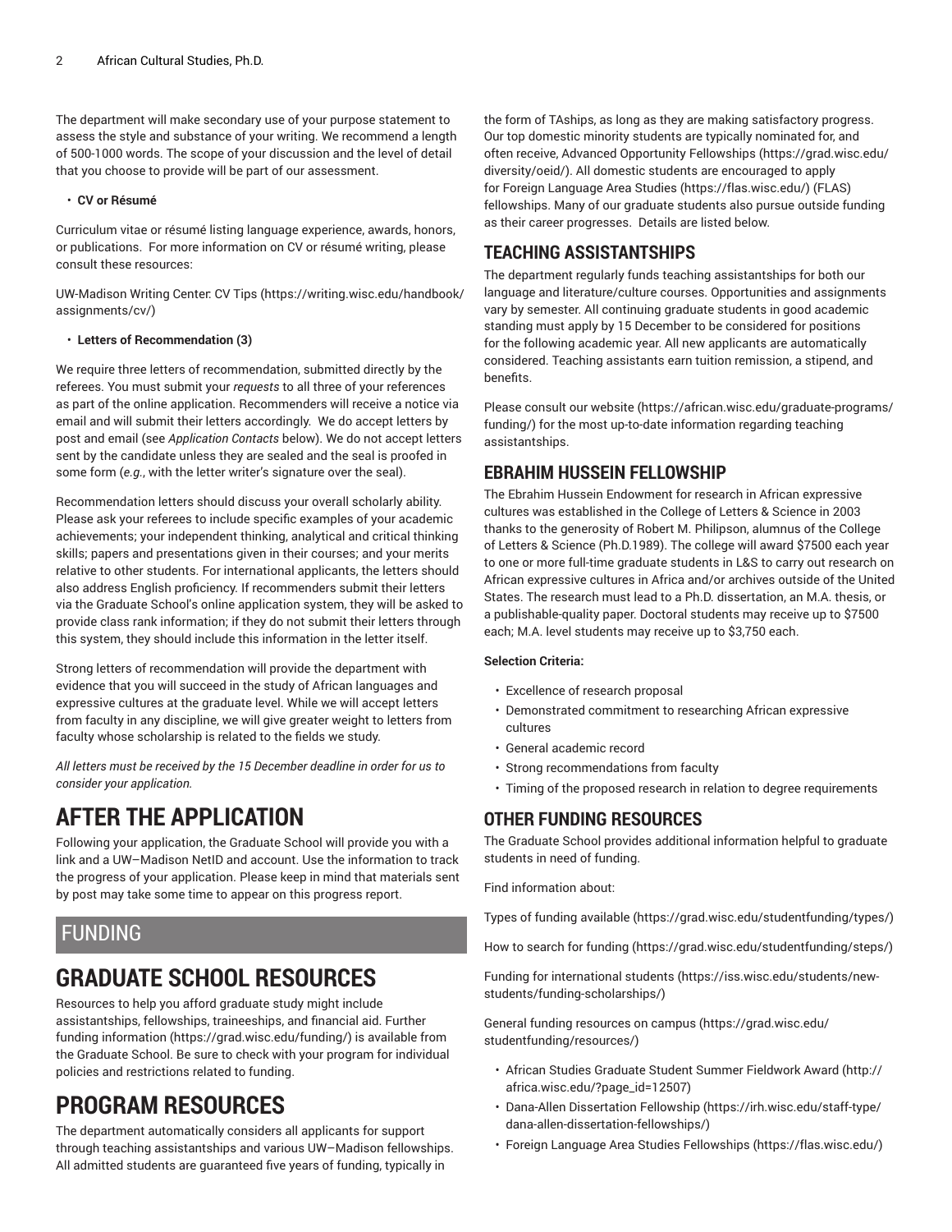The department will make secondary use of your purpose statement to assess the style and substance of your writing. We recommend a length of 500-1000 words. The scope of your discussion and the level of detail that you choose to provide will be part of our assessment.

- **CV or Résumé**

Curriculum vitae or résumé listing language experience, awards, honors, or publications. For more information on CV or résumé writing, please consult these resources:

UW-Madison Writing Center: CV Tips (https://writing.wisc.edu/handbook/assignments/cv/)

- **Letters of Recommendation (3)**

We require three letters of recommendation, submitted directly by the referees. You must submit your *requests* to all three of your references as part of the online application. Recommenders will receive a notice via email and will submit their letters accordingly. We do accept letters by post and email (see *Application Contacts* below). We do not accept letters sent by the candidate unless they are sealed and the seal is proofed in some form (*e.g.*, with the letter writer's signature over the seal).

Recommendation letters should discuss your overall scholarly ability. Please ask your referees to include specific examples of your academic achievements; your independent thinking, analytical and critical thinking skills; papers and presentations given in their courses; and your merits relative to other students. For international applicants, the letters should also address English proficiency. If recommenders submit their letters via the Graduate School's online application system, they will be asked to provide class rank information; if they do not submit their letters through this system, they should include this information in the letter itself.

Strong letters of recommendation will provide the department with evidence that you will succeed in the study of African languages and expressive cultures at the graduate level. While we will accept letters from faculty in any discipline, we will give greater weight to letters from faculty whose scholarship is related to the fields we study.

*All letters must be received by the 15 December deadline in order for us to consider your application.*

# AFTER THE APPLICATION

Following your application, the Graduate School will provide you with a link and a UW–Madison NetID and account. Use the information to track the progress of your application. Please keep in mind that materials sent by post may take some time to appear on this progress report.

# FUNDING

# GRADUATE SCHOOL RESOURCES

Resources to help you afford graduate study might include assistantships, fellowships, traineeships, and financial aid. Further funding information (https://grad.wisc.edu/funding/) is available from the Graduate School. Be sure to check with your program for individual policies and restrictions related to funding.

# PROGRAM RESOURCES

The department automatically considers all applicants for support through teaching assistantships and various UW–Madison fellowships. All admitted students are guaranteed five years of funding, typically in the form of TAships, as long as they are making satisfactory progress. Our top domestic minority students are typically nominated for, and often receive, Advanced Opportunity Fellowships (https://grad.wisc.edu/diversity/oeid/). All domestic students are encouraged to apply for Foreign Language Area Studies (https://flas.wisc.edu/) (FLAS) fellowships. Many of our graduate students also pursue outside funding as their career progresses. Details are listed below.

## TEACHING ASSISTANTSHIPS

The department regularly funds teaching assistantships for both our language and literature/culture courses. Opportunities and assignments vary by semester. All continuing graduate students in good academic standing must apply by 15 December to be considered for positions for the following academic year. All new applicants are automatically considered. Teaching assistants earn tuition remission, a stipend, and benefits.

Please consult our website (https://african.wisc.edu/graduate-programs/funding/) for the most up-to-date information regarding teaching assistantships.

## EBRAHIM HUSSEIN FELLOWSHIP

The Ebrahim Hussein Endowment for research in African expressive cultures was established in the College of Letters & Science in 2003 thanks to the generosity of Robert M. Philipson, alumnus of the College of Letters & Science (Ph.D.1989). The college will award $7500 each year to one or more full-time graduate students in L&S to carry out research on African expressive cultures in Africa and/or archives outside of the United States. The research must lead to a Ph.D. dissertation, an M.A. thesis, or a publishable-quality paper. Doctoral students may receive up to $7500 each; M.A. level students may receive up to $3,750 each.

**Selection Criteria:**

- Excellence of research proposal
- Demonstrated commitment to researching African expressive cultures
- General academic record
- Strong recommendations from faculty
- Timing of the proposed research in relation to degree requirements

## OTHER FUNDING RESOURCES

The Graduate School provides additional information helpful to graduate students in need of funding.

Find information about:

Types of funding available (https://grad.wisc.edu/studentfunding/types/)

How to search for funding (https://grad.wisc.edu/studentfunding/steps/)

Funding for international students (https://iss.wisc.edu/students/new-students/funding-scholarships/)

General funding resources on campus (https://grad.wisc.edu/studentfunding/resources/)

- African Studies Graduate Student Summer Fieldwork Award (http://africa.wisc.edu/?page_id=12507)
- Dana-Allen Dissertation Fellowship (https://irh.wisc.edu/staff-type/dana-allen-dissertation-fellowships/)
- Foreign Language Area Studies Fellowships (https://flas.wisc.edu/)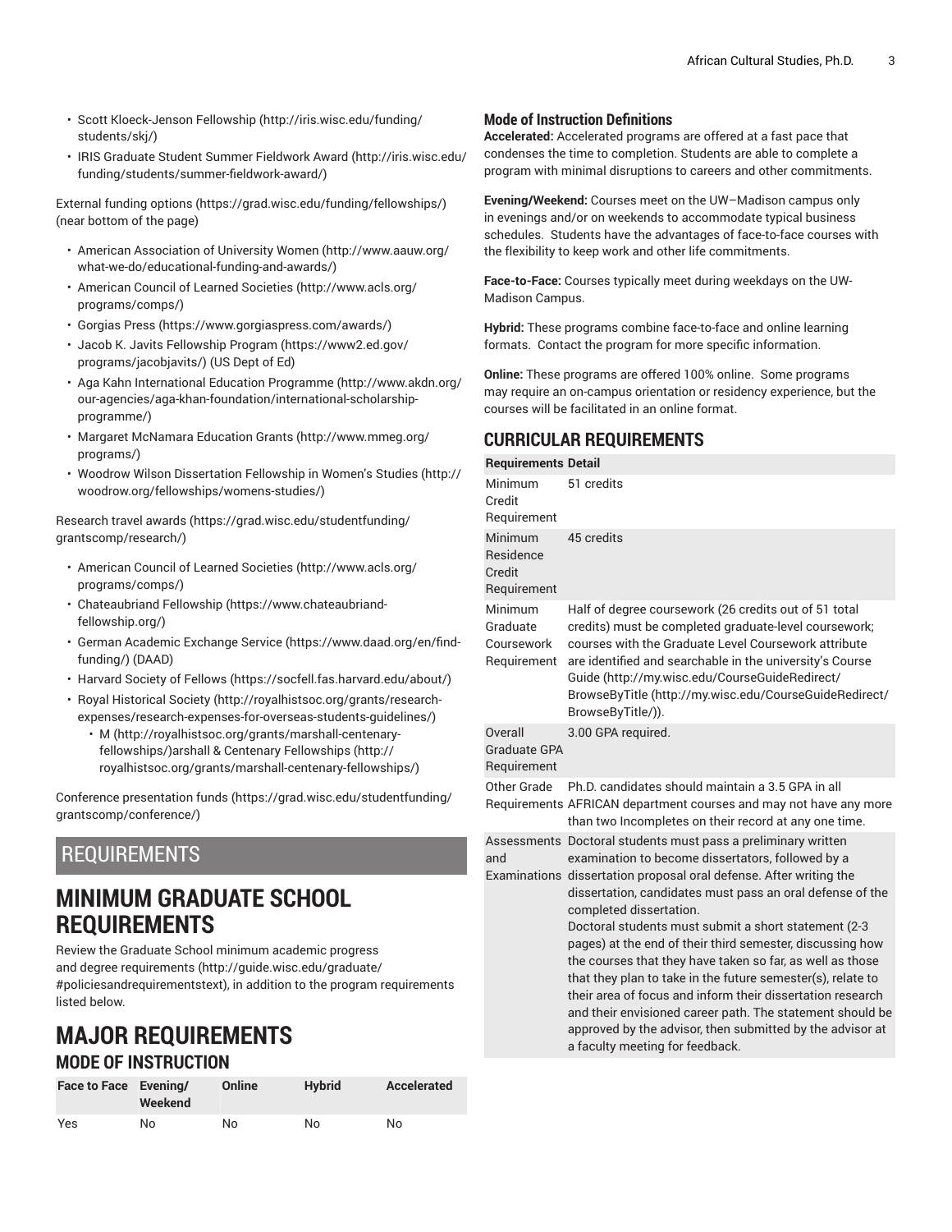- Scott Kloeck-Jenson Fellowship (http://iris.wisc.edu/funding/students/skj/)
- IRIS Graduate Student Summer Fieldwork Award (http://iris.wisc.edu/funding/students/summer-fieldwork-award/)

External funding options (https://grad.wisc.edu/funding/fellowships/) (near bottom of the page)

- American Association of University Women (http://www.aauw.org/what-we-do/educational-funding-and-awards/)
- American Council of Learned Societies (http://www.acls.org/programs/comps/)
- Gorgias Press (https://www.gorgiaspress.com/awards/)
- Jacob K. Javits Fellowship Program (https://www2.ed.gov/programs/jacobjavits/) (US Dept of Ed)
- Aga Kahn International Education Programme (http://www.akdn.org/our-agencies/aga-khan-foundation/international-scholarship-programme/)
- Margaret McNamara Education Grants (http://www.mmeg.org/programs/)
- Woodrow Wilson Dissertation Fellowship in Women's Studies (http://woodrow.org/fellowships/womens-studies/)

Research travel awards (https://grad.wisc.edu/studentfunding/grantscomp/research/)

- American Council of Learned Societies (http://www.acls.org/programs/comps/)
- Chateaubriand Fellowship (https://www.chateaubriand-fellowship.org/)
- German Academic Exchange Service (https://www.daad.org/en/find-funding/) (DAAD)
- Harvard Society of Fellows (https://socfell.fas.harvard.edu/about/)
- Royal Historical Society (http://royalhistsoc.org/grants/research-expenses/research-expenses-for-overseas-students-guidelines/)
  - M (http://royalhistsoc.org/grants/marshall-centenary-fellowships/)arshall & Centenary Fellowships (http://royalhistsoc.org/grants/marshall-centenary-fellowships/)

Conference presentation funds (https://grad.wisc.edu/studentfunding/grantscomp/conference/)

# REQUIREMENTS

## MINIMUM GRADUATE SCHOOL REQUIREMENTS

Review the Graduate School minimum academic progress and degree requirements (http://guide.wisc.edu/graduate/#policiesandrequirementstext), in addition to the program requirements listed below.

## MAJOR REQUIREMENTS

### MODE OF INSTRUCTION

| Face to Face | Evening/ Weekend | Online | Hybrid | Accelerated |
|---|---|---|---|---|
| Yes | No | No | No | No |

#### Mode of Instruction Definitions

**Accelerated:** Accelerated programs are offered at a fast pace that condenses the time to completion. Students are able to complete a program with minimal disruptions to careers and other commitments.

**Evening/Weekend:** Courses meet on the UW–Madison campus only in evenings and/or on weekends to accommodate typical business schedules. Students have the advantages of face-to-face courses with the flexibility to keep work and other life commitments.

**Face-to-Face:** Courses typically meet during weekdays on the UW-Madison Campus.

**Hybrid:** These programs combine face-to-face and online learning formats. Contact the program for more specific information.

**Online:** These programs are offered 100% online. Some programs may require an on-campus orientation or residency experience, but the courses will be facilitated in an online format.

### CURRICULAR REQUIREMENTS

| Requirements | Detail |
|---|---|
| Minimum Credit Requirement | 51 credits |
| Minimum Residence Credit Requirement | 45 credits |
| Minimum Graduate Coursework Requirement | Half of degree coursework (26 credits out of 51 total credits) must be completed graduate-level coursework; courses with the Graduate Level Coursework attribute are identified and searchable in the university's Course Guide (http://my.wisc.edu/CourseGuideRedirect/BrowseByTitle (http://my.wisc.edu/CourseGuideRedirect/BrowseByTitle/)). |
| Overall Graduate GPA Requirement | 3.00 GPA required. |
| Other Grade Requirements | Ph.D. candidates should maintain a 3.5 GPA in all AFRICAN department courses and may not have any more than two Incompletes on their record at any one time. |
| Assessments and Examinations | Doctoral students must pass a preliminary written examination to become dissertators, followed by a dissertation proposal oral defense. After writing the dissertation, candidates must pass an oral defense of the completed dissertation.<br>Doctoral students must submit a short statement (2-3 pages) at the end of their third semester, discussing how the courses that they have taken so far, as well as those that they plan to take in the future semester(s), relate to their area of focus and inform their dissertation research and their envisioned career path. The statement should be approved by the advisor, then submitted by the advisor at a faculty meeting for feedback. |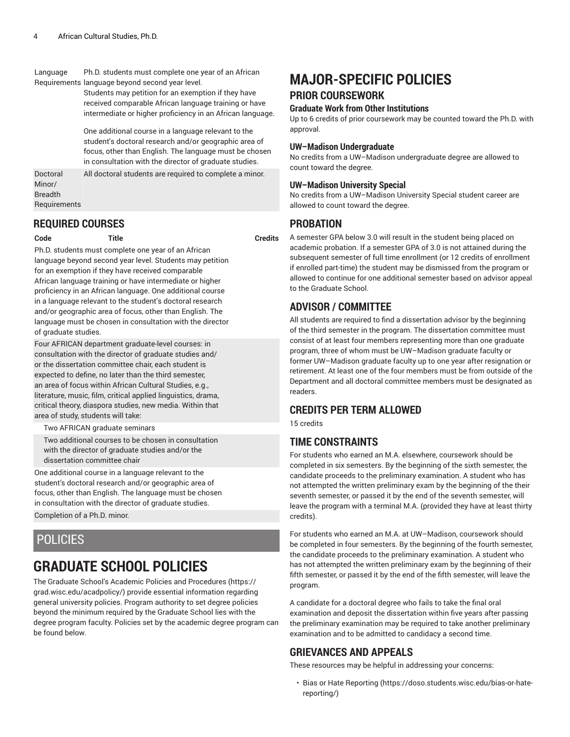| | |
|---|---|
| Language Requirements | Ph.D. students must complete one year of an African language beyond second year level. Students may petition for an exemption if they have received comparable African language training or have intermediate or higher proficiency in an African language. One additional course in a language relevant to the student's doctoral research and/or geographic area of focus, other than English. The language must be chosen in consultation with the director of graduate studies. |
| Doctoral Minor/ Breadth Requirements | All doctoral students are required to complete a minor. |

## REQUIRED COURSES

| Code | Title | Credits |
|---|---|---|
| Ph.D. students must complete one year of an African language beyond second year level. Students may petition for an exemption if they have received comparable African language training or have intermediate or higher proficiency in an African language. One additional course in a language relevant to the student's doctoral research and/or geographic area of focus, other than English. The language must be chosen in consultation with the director of graduate studies. | | |
| Four AFRICAN department graduate-level courses: in consultation with the director of graduate studies and/ or the dissertation committee chair, each student is expected to define, no later than the third semester, an area of focus within African Cultural Studies, e.g., literature, music, film, critical applied linguistics, drama, critical theory, diaspora studies, new media. Within that area of study, students will take: | | |
| Two AFRICAN graduate seminars | | |
| Two additional courses to be chosen in consultation with the director of graduate studies and/or the dissertation committee chair | | |
| One additional course in a language relevant to the student's doctoral research and/or geographic area of focus, other than English. The language must be chosen in consultation with the director of graduate studies. | | |
| Completion of a Ph.D. minor. | | |

# POLICIES

# GRADUATE SCHOOL POLICIES

The Graduate School's Academic Policies and Procedures (https://grad.wisc.edu/acadpolicy/) provide essential information regarding general university policies. Program authority to set degree policies beyond the minimum required by the Graduate School lies with the degree program faculty. Policies set by the academic degree program can be found below.

# MAJOR-SPECIFIC POLICIES

## PRIOR COURSEWORK

### Graduate Work from Other Institutions

Up to 6 credits of prior coursework may be counted toward the Ph.D. with approval.

### UW–Madison Undergraduate

No credits from a UW–Madison undergraduate degree are allowed to count toward the degree.

### UW–Madison University Special

No credits from a UW–Madison University Special student career are allowed to count toward the degree.

## PROBATION

A semester GPA below 3.0 will result in the student being placed on academic probation. If a semester GPA of 3.0 is not attained during the subsequent semester of full time enrollment (or 12 credits of enrollment if enrolled part-time) the student may be dismissed from the program or allowed to continue for one additional semester based on advisor appeal to the Graduate School.

## ADVISOR / COMMITTEE

All students are required to find a dissertation advisor by the beginning of the third semester in the program. The dissertation committee must consist of at least four members representing more than one graduate program, three of whom must be UW–Madison graduate faculty or former UW–Madison graduate faculty up to one year after resignation or retirement. At least one of the four members must be from outside of the Department and all doctoral committee members must be designated as readers.

## CREDITS PER TERM ALLOWED

15 credits

## TIME CONSTRAINTS

For students who earned an M.A. elsewhere, coursework should be completed in six semesters. By the beginning of the sixth semester, the candidate proceeds to the preliminary examination. A student who has not attempted the written preliminary exam by the beginning of the their seventh semester, or passed it by the end of the seventh semester, will leave the program with a terminal M.A. (provided they have at least thirty credits).

For students who earned an M.A. at UW–Madison, coursework should be completed in four semesters. By the beginning of the fourth semester, the candidate proceeds to the preliminary examination. A student who has not attempted the written preliminary exam by the beginning of their fifth semester, or passed it by the end of the fifth semester, will leave the program.

A candidate for a doctoral degree who fails to take the final oral examination and deposit the dissertation within five years after passing the preliminary examination may be required to take another preliminary examination and to be admitted to candidacy a second time.

## GRIEVANCES AND APPEALS

These resources may be helpful in addressing your concerns:

- Bias or Hate Reporting (https://doso.students.wisc.edu/bias-or-hate-reporting/)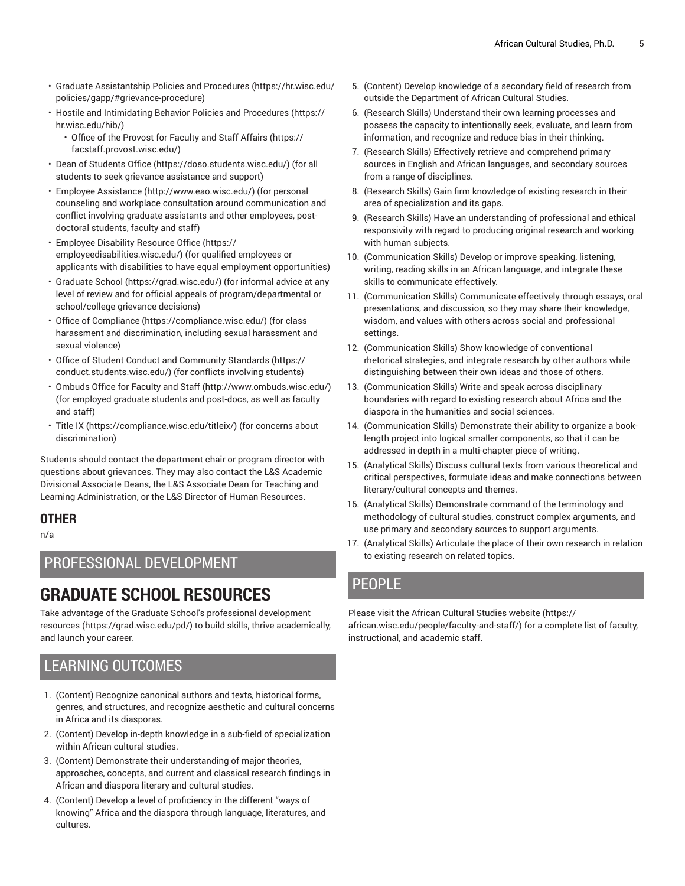- Graduate Assistantship Policies and Procedures (https://hr.wisc.edu/policies/gapp/#grievance-procedure)
- Hostile and Intimidating Behavior Policies and Procedures (https://hr.wisc.edu/hib/)
  - Office of the Provost for Faculty and Staff Affairs (https://facstaff.provost.wisc.edu/)
- Dean of Students Office (https://doso.students.wisc.edu/) (for all students to seek grievance assistance and support)
- Employee Assistance (http://www.eao.wisc.edu/) (for personal counseling and workplace consultation around communication and conflict involving graduate assistants and other employees, post-doctoral students, faculty and staff)
- Employee Disability Resource Office (https://employeedisabilities.wisc.edu/) (for qualified employees or applicants with disabilities to have equal employment opportunities)
- Graduate School (https://grad.wisc.edu/) (for informal advice at any level of review and for official appeals of program/departmental or school/college grievance decisions)
- Office of Compliance (https://compliance.wisc.edu/) (for class harassment and discrimination, including sexual harassment and sexual violence)
- Office of Student Conduct and Community Standards (https://conduct.students.wisc.edu/) (for conflicts involving students)
- Ombuds Office for Faculty and Staff (http://www.ombuds.wisc.edu/) (for employed graduate students and post-docs, as well as faculty and staff)
- Title IX (https://compliance.wisc.edu/titleix/) (for concerns about discrimination)

Students should contact the department chair or program director with questions about grievances. They may also contact the L&S Academic Divisional Associate Deans, the L&S Associate Dean for Teaching and Learning Administration, or the L&S Director of Human Resources.

### OTHER

n/a

## PROFESSIONAL DEVELOPMENT

### GRADUATE SCHOOL RESOURCES

Take advantage of the Graduate School's professional development resources (https://grad.wisc.edu/pd/) to build skills, thrive academically, and launch your career.

## LEARNING OUTCOMES

1. (Content) Recognize canonical authors and texts, historical forms, genres, and structures, and recognize aesthetic and cultural concerns in Africa and its diasporas.
2. (Content) Develop in-depth knowledge in a sub-field of specialization within African cultural studies.
3. (Content) Demonstrate their understanding of major theories, approaches, concepts, and current and classical research findings in African and diaspora literary and cultural studies.
4. (Content) Develop a level of proficiency in the different "ways of knowing" Africa and the diaspora through language, literatures, and cultures.
5. (Content) Develop knowledge of a secondary field of research from outside the Department of African Cultural Studies.
6. (Research Skills) Understand their own learning processes and possess the capacity to intentionally seek, evaluate, and learn from information, and recognize and reduce bias in their thinking.
7. (Research Skills) Effectively retrieve and comprehend primary sources in English and African languages, and secondary sources from a range of disciplines.
8. (Research Skills) Gain firm knowledge of existing research in their area of specialization and its gaps.
9. (Research Skills) Have an understanding of professional and ethical responsivity with regard to producing original research and working with human subjects.
10. (Communication Skills) Develop or improve speaking, listening, writing, reading skills in an African language, and integrate these skills to communicate effectively.
11. (Communication Skills) Communicate effectively through essays, oral presentations, and discussion, so they may share their knowledge, wisdom, and values with others across social and professional settings.
12. (Communication Skills) Show knowledge of conventional rhetorical strategies, and integrate research by other authors while distinguishing between their own ideas and those of others.
13. (Communication Skills) Write and speak across disciplinary boundaries with regard to existing research about Africa and the diaspora in the humanities and social sciences.
14. (Communication Skills) Demonstrate their ability to organize a book-length project into logical smaller components, so that it can be addressed in depth in a multi-chapter piece of writing.
15. (Analytical Skills) Discuss cultural texts from various theoretical and critical perspectives, formulate ideas and make connections between literary/cultural concepts and themes.
16. (Analytical Skills) Demonstrate command of the terminology and methodology of cultural studies, construct complex arguments, and use primary and secondary sources to support arguments.
17. (Analytical Skills) Articulate the place of their own research in relation to existing research on related topics.

## PEOPLE

Please visit the African Cultural Studies website (https://african.wisc.edu/people/faculty-and-staff/) for a complete list of faculty, instructional, and academic staff.